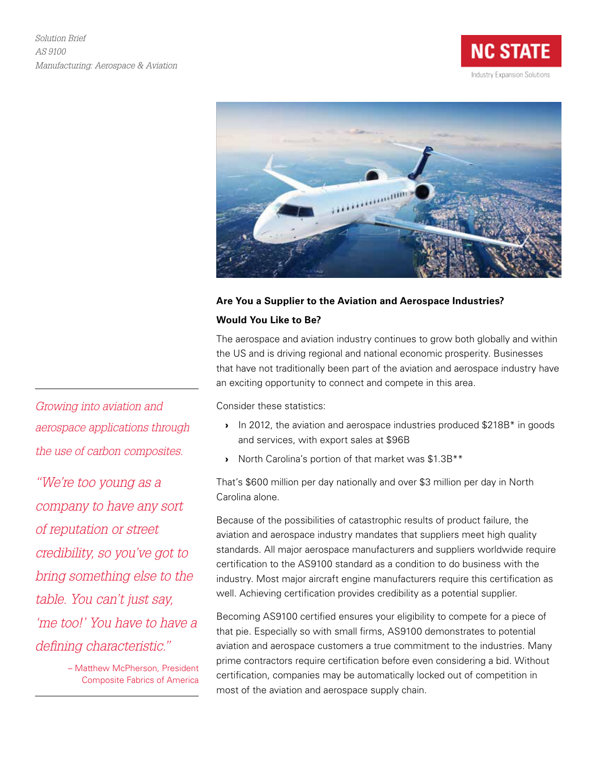*Solution Brief*
*AS 9100*
*Manufacturing: Aerospace & Aviation*

NC STATE
Industry Expansion Solutions

**Are You a Supplier to the Aviation and Aerospace Industries?**

**Would You Like to Be?**

The aerospace and aviation industry continues to grow both globally and within the US and is driving regional and national economic prosperity. Businesses that have not traditionally been part of the aviation and aerospace industry have an exciting opportunity to connect and compete in this area.

Consider these statistics:

- In 2012, the aviation and aerospace industries produced $218B* in goods and services, with export sales at $96B
- North Carolina's portion of that market was $1.3B**

That's $600 million per day nationally and over $3 million per day in North Carolina alone.

Because of the possibilities of catastrophic results of product failure, the aviation and aerospace industry mandates that suppliers meet high quality standards. All major aerospace manufacturers and suppliers worldwide require certification to the AS9100 standard as a condition to do business with the industry. Most major aircraft engine manufacturers require this certification as well. Achieving certification provides credibility as a potential supplier.

Becoming AS9100 certified ensures your eligibility to compete for a piece of that pie. Especially so with small firms, AS9100 demonstrates to potential aviation and aerospace customers a true commitment to the industries. Many prime contractors require certification before even considering a bid. Without certification, companies may be automatically locked out of competition in most of the aviation and aerospace supply chain.

*Growing into aviation and aerospace applications through the use of carbon composites.*

*"We're too young as a company to have any sort of reputation or street credibility, so you've got to bring something else to the table. You can't just say, 'me too!' You have to have a defining characteristic."*

– Matthew McPherson, President
Composite Fabrics of America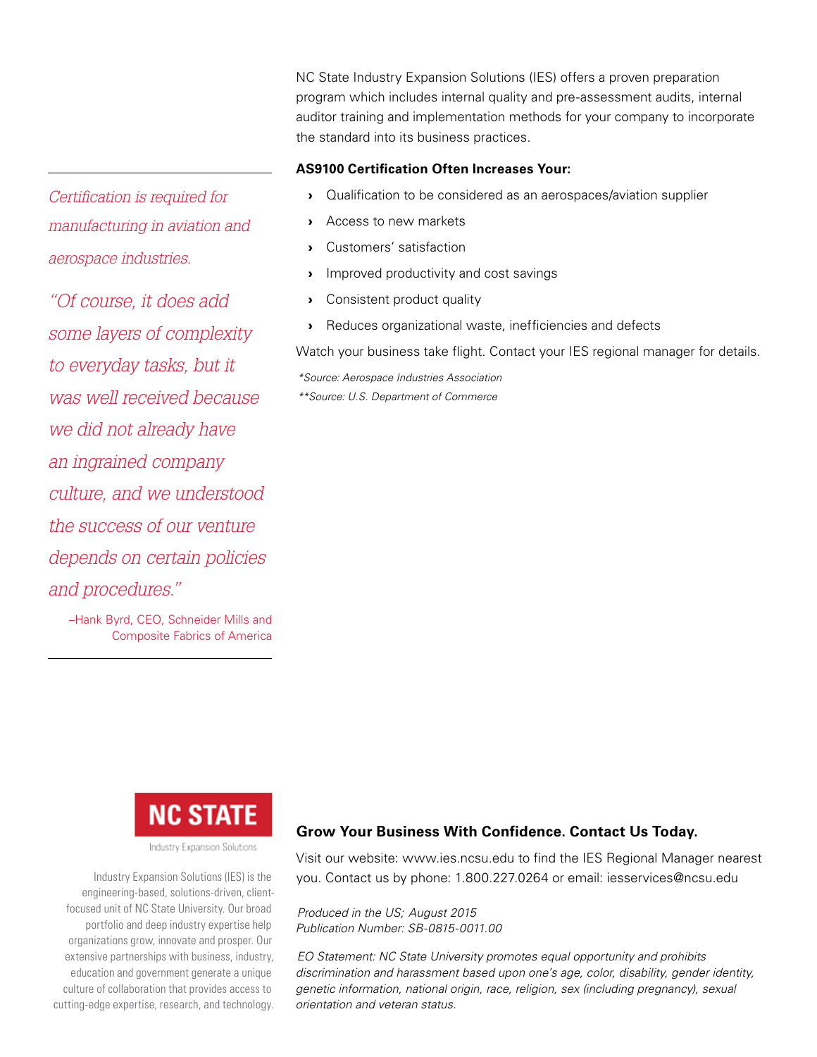*Certification is required for manufacturing in aviation and aerospace industries.*

*"Of course, it does add some layers of complexity to everyday tasks, but it was well received because we did not already have an ingrained company culture, and we understood the success of our venture depends on certain policies and procedures."*

–Hank Byrd, CEO, Schneider Mills and Composite Fabrics of America

NC State Industry Expansion Solutions (IES) offers a proven preparation program which includes internal quality and pre-assessment audits, internal auditor training and implementation methods for your company to incorporate the standard into its business practices.

**AS9100 Certification Often Increases Your:**

- Qualification to be considered as an aerospaces/aviation supplier
- Access to new markets
- Customers' satisfaction
- Improved productivity and cost savings
- Consistent product quality
- Reduces organizational waste, inefficiencies and defects

Watch your business take flight. Contact your IES regional manager for details.

*\*Source: Aerospace Industries Association*

*\*\*Source: U.S. Department of Commerce*

NC STATE

Industry Expansion Solutions

Industry Expansion Solutions (IES) is the engineering-based, solutions-driven, client-focused unit of NC State University. Our broad portfolio and deep industry expertise help organizations grow, innovate and prosper. Our extensive partnerships with business, industry, education and government generate a unique culture of collaboration that provides access to cutting-edge expertise, research, and technology.

### Grow Your Business With Confidence. Contact Us Today.

Visit our website: www.ies.ncsu.edu to find the IES Regional Manager nearest you. Contact us by phone: 1.800.227.0264 or email: iesservices@ncsu.edu

*Produced in the US; August 2015*
*Publication Number: SB-0815-0011.00*

*EO Statement: NC State University promotes equal opportunity and prohibits discrimination and harassment based upon one's age, color, disability, gender identity, genetic information, national origin, race, religion, sex (including pregnancy), sexual orientation and veteran status.*